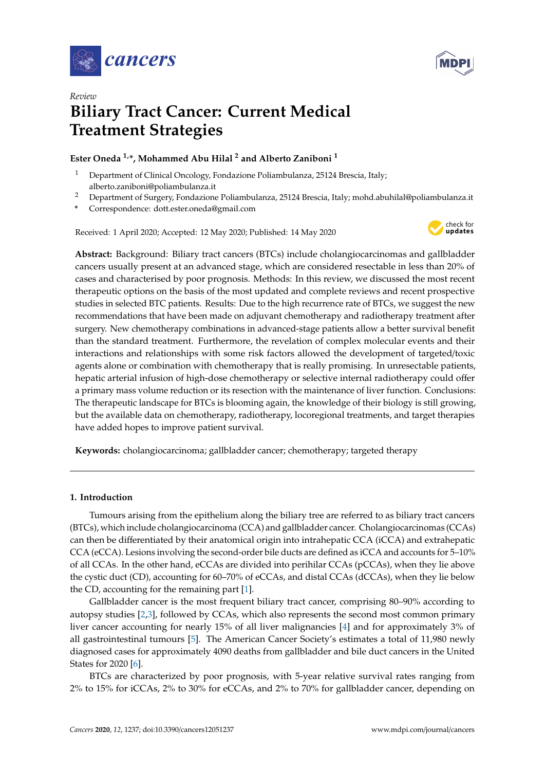*Review*

# Biliary Tract Cancer: Current Medical Treatment Strategies

**Ester Oneda [1,*], Mohammed Abu Hilal [2] and Alberto Zaniboni [1]**

[1] Department of Clinical Oncology, Fondazione Poliambulanza, 25124 Brescia, Italy; alberto.zaniboni@poliambulanza.it

[2] Department of Surgery, Fondazione Poliambulanza, 25124 Brescia, Italy; mohd.abuhilal@poliambulanza.it

[*] Correspondence: dott.ester.oneda@gmail.com

Received: 1 April 2020; Accepted: 12 May 2020; Published: 14 May 2020

**Abstract:** Background: Biliary tract cancers (BTCs) include cholangiocarcinomas and gallbladder cancers usually present at an advanced stage, which are considered resectable in less than 20% of cases and characterised by poor prognosis. Methods: In this review, we discussed the most recent therapeutic options on the basis of the most updated and complete reviews and recent prospective studies in selected BTC patients. Results: Due to the high recurrence rate of BTCs, we suggest the new recommendations that have been made on adjuvant chemotherapy and radiotherapy treatment after surgery. New chemotherapy combinations in advanced-stage patients allow a better survival benefit than the standard treatment. Furthermore, the revelation of complex molecular events and their interactions and relationships with some risk factors allowed the development of targeted/toxic agents alone or combination with chemotherapy that is really promising. In unresectable patients, hepatic arterial infusion of high-dose chemotherapy or selective internal radiotherapy could offer a primary mass volume reduction or its resection with the maintenance of liver function. Conclusions: The therapeutic landscape for BTCs is blooming again, the knowledge of their biology is still growing, but the available data on chemotherapy, radiotherapy, locoregional treatments, and target therapies have added hopes to improve patient survival.

**Keywords:** cholangiocarcinoma; gallbladder cancer; chemotherapy; targeted therapy

## 1. Introduction

Tumours arising from the epithelium along the biliary tree are referred to as biliary tract cancers (BTCs), which include cholangiocarcinoma (CCA) and gallbladder cancer. Cholangiocarcinomas (CCAs) can then be differentiated by their anatomical origin into intrahepatic CCA (iCCA) and extrahepatic CCA (eCCA). Lesions involving the second-order bile ducts are defined as iCCA and accounts for 5–10% of all CCAs. In the other hand, eCCAs are divided into perihilar CCAs (pCCAs), when they lie above the cystic duct (CD), accounting for 60–70% of eCCAs, and distal CCAs (dCCAs), when they lie below the CD, accounting for the remaining part [1].

Gallbladder cancer is the most frequent biliary tract cancer, comprising 80–90% according to autopsy studies [2,3], followed by CCAs, which also represents the second most common primary liver cancer accounting for nearly 15% of all liver malignancies [4] and for approximately 3% of all gastrointestinal tumours [5]. The American Cancer Society's estimates a total of 11,980 newly diagnosed cases for approximately 4090 deaths from gallbladder and bile duct cancers in the United States for 2020 [6].

BTCs are characterized by poor prognosis, with 5-year relative survival rates ranging from 2% to 15% for iCCAs, 2% to 30% for eCCAs, and 2% to 70% for gallbladder cancer, depending on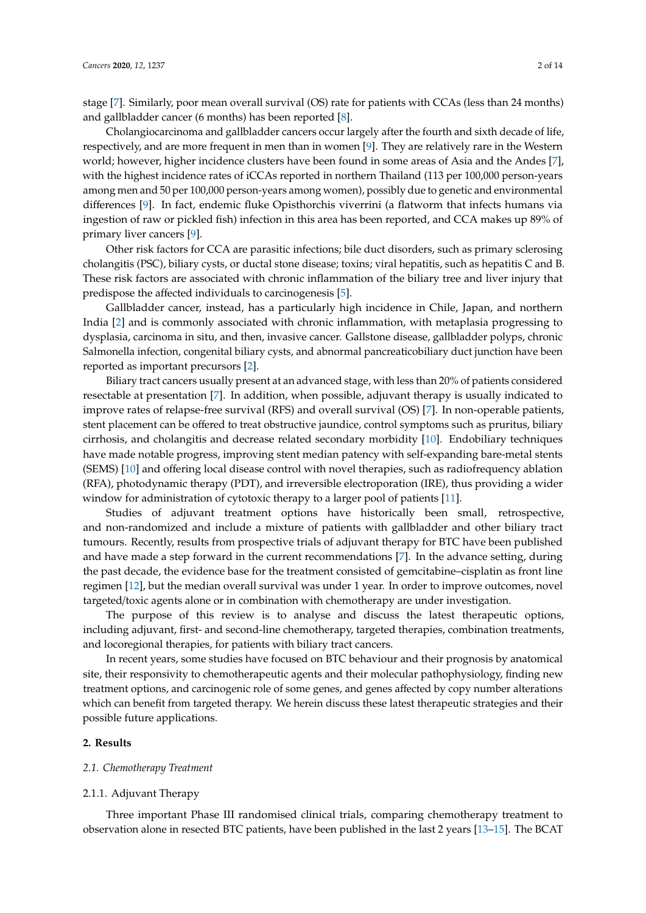stage [7]. Similarly, poor mean overall survival (OS) rate for patients with CCAs (less than 24 months) and gallbladder cancer (6 months) has been reported [8].

Cholangiocarcinoma and gallbladder cancers occur largely after the fourth and sixth decade of life, respectively, and are more frequent in men than in women [9]. They are relatively rare in the Western world; however, higher incidence clusters have been found in some areas of Asia and the Andes [7], with the highest incidence rates of iCCAs reported in northern Thailand (113 per 100,000 person-years among men and 50 per 100,000 person-years among women), possibly due to genetic and environmental differences [9]. In fact, endemic fluke Opisthorchis viverrini (a flatworm that infects humans via ingestion of raw or pickled fish) infection in this area has been reported, and CCA makes up 89% of primary liver cancers [9].

Other risk factors for CCA are parasitic infections; bile duct disorders, such as primary sclerosing cholangitis (PSC), biliary cysts, or ductal stone disease; toxins; viral hepatitis, such as hepatitis C and B. These risk factors are associated with chronic inflammation of the biliary tree and liver injury that predispose the affected individuals to carcinogenesis [5].

Gallbladder cancer, instead, has a particularly high incidence in Chile, Japan, and northern India [2] and is commonly associated with chronic inflammation, with metaplasia progressing to dysplasia, carcinoma in situ, and then, invasive cancer. Gallstone disease, gallbladder polyps, chronic Salmonella infection, congenital biliary cysts, and abnormal pancreaticobiliary duct junction have been reported as important precursors [2].

Biliary tract cancers usually present at an advanced stage, with less than 20% of patients considered resectable at presentation [7]. In addition, when possible, adjuvant therapy is usually indicated to improve rates of relapse-free survival (RFS) and overall survival (OS) [7]. In non-operable patients, stent placement can be offered to treat obstructive jaundice, control symptoms such as pruritus, biliary cirrhosis, and cholangitis and decrease related secondary morbidity [10]. Endobiliary techniques have made notable progress, improving stent median patency with self-expanding bare-metal stents (SEMS) [10] and offering local disease control with novel therapies, such as radiofrequency ablation (RFA), photodynamic therapy (PDT), and irreversible electroporation (IRE), thus providing a wider window for administration of cytotoxic therapy to a larger pool of patients [11].

Studies of adjuvant treatment options have historically been small, retrospective, and non-randomized and include a mixture of patients with gallbladder and other biliary tract tumours. Recently, results from prospective trials of adjuvant therapy for BTC have been published and have made a step forward in the current recommendations [7]. In the advance setting, during the past decade, the evidence base for the treatment consisted of gemcitabine–cisplatin as front line regimen [12], but the median overall survival was under 1 year. In order to improve outcomes, novel targeted/toxic agents alone or in combination with chemotherapy are under investigation.

The purpose of this review is to analyse and discuss the latest therapeutic options, including adjuvant, first- and second-line chemotherapy, targeted therapies, combination treatments, and locoregional therapies, for patients with biliary tract cancers.

In recent years, some studies have focused on BTC behaviour and their prognosis by anatomical site, their responsivity to chemotherapeutic agents and their molecular pathophysiology, finding new treatment options, and carcinogenic role of some genes, and genes affected by copy number alterations which can benefit from targeted therapy. We herein discuss these latest therapeutic strategies and their possible future applications.

## 2. Results

### 2.1. Chemotherapy Treatment

#### 2.1.1. Adjuvant Therapy

Three important Phase III randomised clinical trials, comparing chemotherapy treatment to observation alone in resected BTC patients, have been published in the last 2 years [13–15]. The BCAT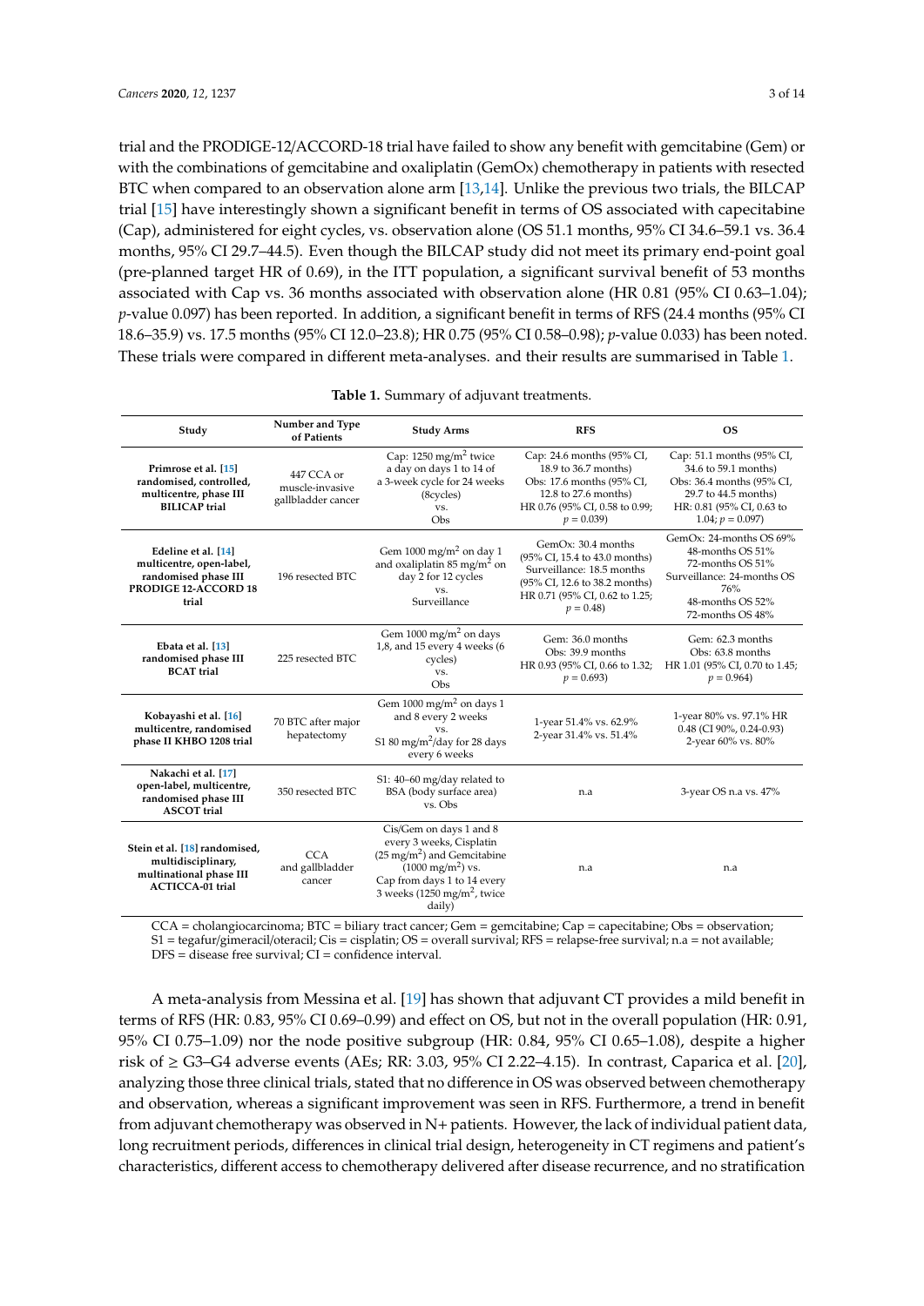trial and the PRODIGE-12/ACCORD-18 trial have failed to show any benefit with gemcitabine (Gem) or with the combinations of gemcitabine and oxaliplatin (GemOx) chemotherapy in patients with resected BTC when compared to an observation alone arm [13,14]. Unlike the previous two trials, the BILCAP trial [15] have interestingly shown a significant benefit in terms of OS associated with capecitabine (Cap), administered for eight cycles, vs. observation alone (OS 51.1 months, 95% CI 34.6–59.1 vs. 36.4 months, 95% CI 29.7–44.5). Even though the BILCAP study did not meet its primary end-point goal (pre-planned target HR of 0.69), in the ITT population, a significant survival benefit of 53 months associated with Cap vs. 36 months associated with observation alone (HR 0.81 (95% CI 0.63–1.04); *p*-value 0.097) has been reported. In addition, a significant benefit in terms of RFS (24.4 months (95% CI 18.6–35.9) vs. 17.5 months (95% CI 12.0–23.8); HR 0.75 (95% CI 0.58–0.98); *p*-value 0.033) has been noted. These trials were compared in different meta-analyses. and their results are summarised in Table 1.

**Table 1.** Summary of adjuvant treatments.

| Study | Number and Type of Patients | Study Arms | RFS | OS |
|---|---|---|---|---|
| **Primrose et al. [15] randomised, controlled, multicentre, phase III BILICAP trial** | 447 CCA or muscle-invasive gallbladder cancer | Cap: 1250 mg/m$^2$ twice a day on days 1 to 14 of a 3-week cycle for 24 weeks (8cycles) vs. Obs | Cap: 24.6 months (95% CI, 18.9 to 36.7 months) Obs: 17.6 months (95% CI, 12.8 to 27.6 months) HR 0.76 (95% CI, 0.58 to 0.99; $p = 0.039$) | Cap: 51.1 months (95% CI, 34.6 to 59.1 months) Obs: 36.4 months (95% CI, 29.7 to 44.5 months) HR: 0.81 (95% CI, 0.63 to 1.04; $p = 0.097$) |
| **Edeline et al. [14] multicentre, open-label, randomised phase III PRODIGE 12-ACCORD 18 trial** | 196 resected BTC | Gem 1000 mg/m$^2$ on day 1 and oxaliplatin 85 mg/m$^2$ on day 2 for 12 cycles vs. Surveillance | GemOx: 30.4 months (95% CI, 15.4 to 43.0 months) Surveillance: 18.5 months (95% CI, 12.6 to 38.2 months) HR 0.71 (95% CI, 0.62 to 1.25; $p = 0.48$) | GemOx: 24-months OS 69% 48-months OS 51% 72-months OS 51% Surveillance: 24-months OS 76% 48-months OS 52% 72-months OS 48% |
| **Ebata et al. [13] randomised phase III BCAT trial** | 225 resected BTC | Gem 1000 mg/m$^2$ on days 1,8, and 15 every 4 weeks (6 cycles) vs. Obs | Gem: 36.0 months Obs: 39.9 months HR 0.93 (95% CI, 0.66 to 1.32; $p = 0.693$) | Gem: 62.3 months Obs: 63.8 months HR 1.01 (95% CI, 0.70 to 1.45; $p = 0.964$) |
| **Kobayashi et al. [16] multicentre, randomised phase II KHBO 1208 trial** | 70 BTC after major hepatectomy | Gem 1000 mg/m$^2$ on days 1 and 8 every 2 weeks vs. S1 80 mg/m$^2$/day for 28 days every 6 weeks | 1-year 51.4% vs. 62.9% 2-year 31.4% vs. 51.4% | 1-year 80% vs. 97.1% HR 0.48 (CI 90%, 0.24-0.93) 2-year 60% vs. 80% |
| **Nakachi et al. [17] open-label, multicentre, randomised phase III ASCOT trial** | 350 resected BTC | S1: 40–60 mg/day related to BSA (body surface area) vs. Obs | n.a | 3-year OS n.a vs. 47% |
| **Stein et al. [18] randomised, multidisciplinary, multinational phase III ACTICCA-01 trial** | CCA and gallbladder cancer | Cis/Gem on days 1 and 8 every 3 weeks, Cisplatin (25 mg/m$^2$) and Gemcitabine (1000 mg/m$^2$) vs. Cap from days 1 to 14 every 3 weeks (1250 mg/m$^2$, twice daily) | n.a | n.a |

CCA = cholangiocarcinoma; BTC = biliary tract cancer; Gem = gemcitabine; Cap = capecitabine; Obs = observation; S1 = tegafur/gimeracil/oteracil; Cis = cisplatin; OS = overall survival; RFS = relapse-free survival; n.a = not available; DFS = disease free survival; CI = confidence interval.

A meta-analysis from Messina et al. [19] has shown that adjuvant CT provides a mild benefit in terms of RFS (HR: 0.83, 95% CI 0.69–0.99) and effect on OS, but not in the overall population (HR: 0.91, 95% CI 0.75–1.09) nor the node positive subgroup (HR: 0.84, 95% CI 0.65–1.08), despite a higher risk of ≥ G3–G4 adverse events (AEs; RR: 3.03, 95% CI 2.22–4.15). In contrast, Caparica et al. [20], analyzing those three clinical trials, stated that no difference in OS was observed between chemotherapy and observation, whereas a significant improvement was seen in RFS. Furthermore, a trend in benefit from adjuvant chemotherapy was observed in N+ patients. However, the lack of individual patient data, long recruitment periods, differences in clinical trial design, heterogeneity in CT regimens and patient's characteristics, different access to chemotherapy delivered after disease recurrence, and no stratification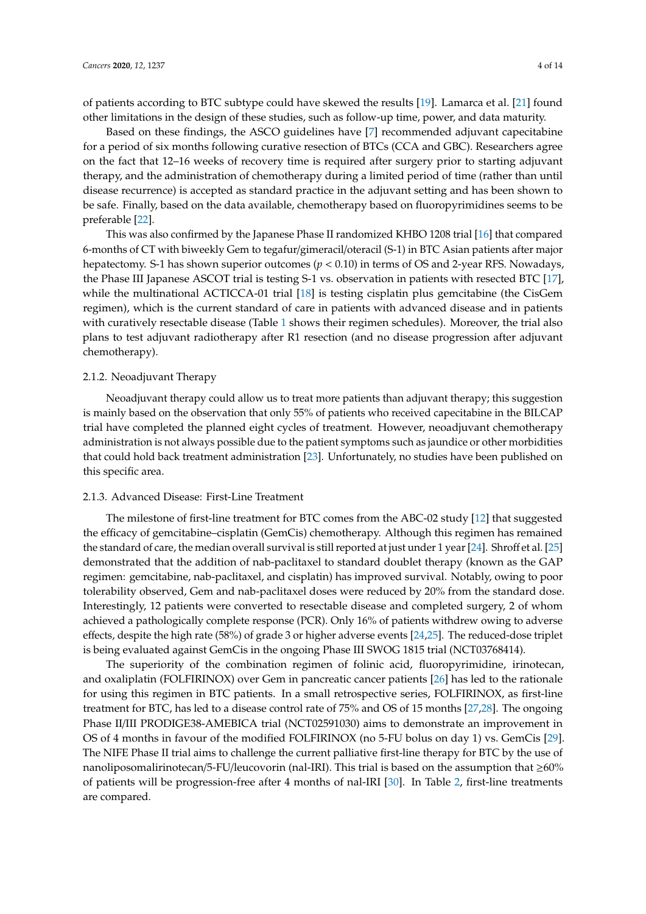of patients according to BTC subtype could have skewed the results [19]. Lamarca et al. [21] found other limitations in the design of these studies, such as follow-up time, power, and data maturity.

Based on these findings, the ASCO guidelines have [7] recommended adjuvant capecitabine for a period of six months following curative resection of BTCs (CCA and GBC). Researchers agree on the fact that 12–16 weeks of recovery time is required after surgery prior to starting adjuvant therapy, and the administration of chemotherapy during a limited period of time (rather than until disease recurrence) is accepted as standard practice in the adjuvant setting and has been shown to be safe. Finally, based on the data available, chemotherapy based on fluoropyrimidines seems to be preferable [22].

This was also confirmed by the Japanese Phase II randomized KHBO 1208 trial [16] that compared 6-months of CT with biweekly Gem to tegafur/gimeracil/oteracil (S-1) in BTC Asian patients after major hepatectomy. S-1 has shown superior outcomes ($p < 0.10$) in terms of OS and 2-year RFS. Nowadays, the Phase III Japanese ASCOT trial is testing S-1 vs. observation in patients with resected BTC [17], while the multinational ACTICCA-01 trial [18] is testing cisplatin plus gemcitabine (the CisGem regimen), which is the current standard of care in patients with advanced disease and in patients with curatively resectable disease (Table 1 shows their regimen schedules). Moreover, the trial also plans to test adjuvant radiotherapy after R1 resection (and no disease progression after adjuvant chemotherapy).

#### 2.1.2. Neoadjuvant Therapy

Neoadjuvant therapy could allow us to treat more patients than adjuvant therapy; this suggestion is mainly based on the observation that only 55% of patients who received capecitabine in the BILCAP trial have completed the planned eight cycles of treatment. However, neoadjuvant chemotherapy administration is not always possible due to the patient symptoms such as jaundice or other morbidities that could hold back treatment administration [23]. Unfortunately, no studies have been published on this specific area.

#### 2.1.3. Advanced Disease: First-Line Treatment

The milestone of first-line treatment for BTC comes from the ABC-02 study [12] that suggested the efficacy of gemcitabine–cisplatin (GemCis) chemotherapy. Although this regimen has remained the standard of care, the median overall survival is still reported at just under 1 year [24]. Shroff et al. [25] demonstrated that the addition of nab-paclitaxel to standard doublet therapy (known as the GAP regimen: gemcitabine, nab-paclitaxel, and cisplatin) has improved survival. Notably, owing to poor tolerability observed, Gem and nab-paclitaxel doses were reduced by 20% from the standard dose. Interestingly, 12 patients were converted to resectable disease and completed surgery, 2 of whom achieved a pathologically complete response (PCR). Only 16% of patients withdrew owing to adverse effects, despite the high rate (58%) of grade 3 or higher adverse events [24,25]. The reduced-dose triplet is being evaluated against GemCis in the ongoing Phase III SWOG 1815 trial (NCT03768414).

The superiority of the combination regimen of folinic acid, fluoropyrimidine, irinotecan, and oxaliplatin (FOLFIRINOX) over Gem in pancreatic cancer patients [26] has led to the rationale for using this regimen in BTC patients. In a small retrospective series, FOLFIRINOX, as first-line treatment for BTC, has led to a disease control rate of 75% and OS of 15 months [27,28]. The ongoing Phase II/III PRODIGE38-AMEBICA trial (NCT02591030) aims to demonstrate an improvement in OS of 4 months in favour of the modified FOLFIRINOX (no 5-FU bolus on day 1) vs. GemCis [29]. The NIFE Phase II trial aims to challenge the current palliative first-line therapy for BTC by the use of nanoliposomalirinotecan/5-FU/leucovorin (nal-IRI). This trial is based on the assumption that ≥60% of patients will be progression-free after 4 months of nal-IRI [30]. In Table 2, first-line treatments are compared.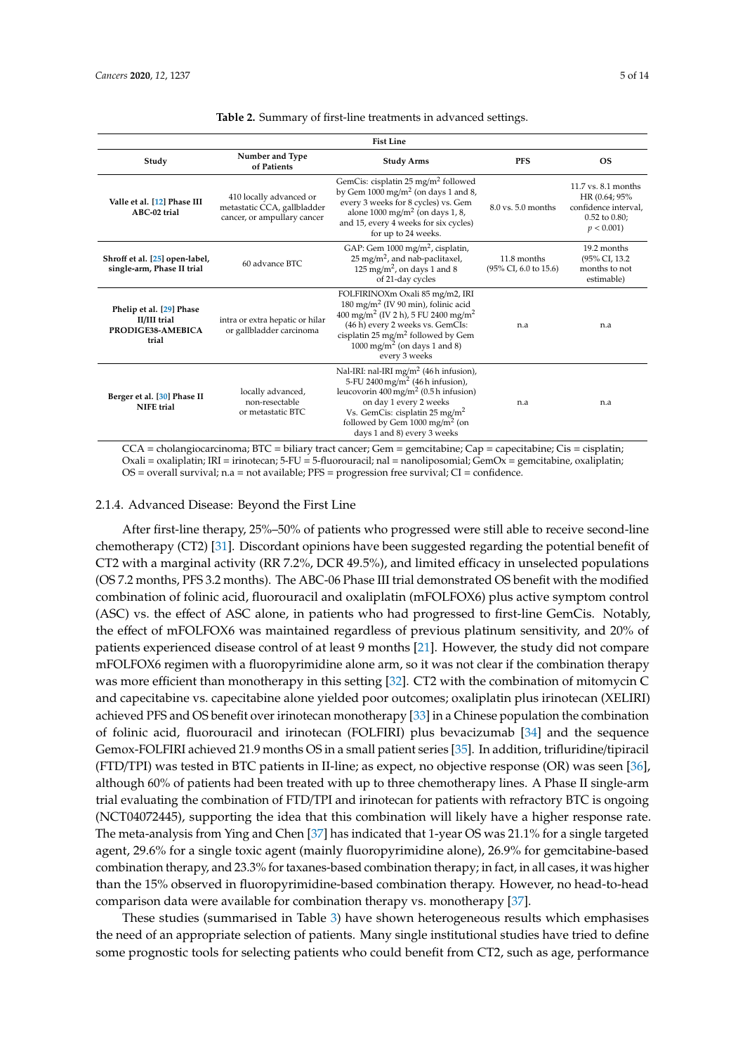**Table 2.** Summary of first-line treatments in advanced settings.

| Fist Line | | | | |
|---|---|---|---|---|
| **Study** | **Number and Type of Patients** | **Study Arms** | **PFS** | **OS** |
| **Valle et al. [12] Phase III ABC-02 trial** | 410 locally advanced or metastatic CCA, gallbladder cancer, or ampullary cancer | GemCis: cisplatin 25 mg/m$^2$ followed by Gem 1000 mg/m$^2$ (on days 1 and 8, every 3 weeks for 8 cycles) vs. Gem alone 1000 mg/m$^2$ (on days 1, 8, and 15, every 4 weeks for six cycles) for up to 24 weeks. | 8.0 vs. 5.0 months | 11.7 vs. 8.1 months HR (0.64; 95% confidence interval, 0.52 to 0.80; $p < 0.001$) |
| **Shroff et al. [25] open-label, single-arm, Phase II trial** | 60 advance BTC | GAP: Gem 1000 mg/m$^2$, cisplatin, 25 mg/m$^2$, and nab-paclitaxel, 125 mg/m$^2$, on days 1 and 8 of 21-day cycles | 11.8 months (95% CI, 6.0 to 15.6) | 19.2 months (95% CI, 13.2 months to not estimable) |
| **Phelip et al. [29] Phase II/III trial PRODIGE38-AMEBICA trial** | intra or extra hepatic or hilar or gallbladder carcinoma | FOLFIRINOXm Oxali 85 mg/m2, IRI 180 mg/m$^2$ (IV 90 min), folinic acid 400 mg/m$^2$ (IV 2 h), 5 FU 2400 mg/m$^2$ (46 h) every 2 weeks vs. GemCIs: cisplatin 25 mg/m$^2$ followed by Gem 1000 mg/m$^2$ (on days 1 and 8) every 3 weeks | n.a | n.a |
| **Berger et al. [30] Phase II NIFE trial** | locally advanced, non-resectable or metastatic BTC | Nal-IRI: nal-IRI mg/m$^2$ (46 h infusion), 5-FU 2400 mg/m$^2$ (46 h infusion), leucovorin 400 mg/m$^2$ (0.5 h infusion) on day 1 every 2 weeks Vs. GemCis: cisplatin 25 mg/m$^2$ followed by Gem 1000 mg/m$^2$ (on days 1 and 8) every 3 weeks | n.a | n.a |

CCA = cholangiocarcinoma; BTC = biliary tract cancer; Gem = gemcitabine; Cap = capecitabine; Cis = cisplatin; Oxali = oxaliplatin; IRI = irinotecan; 5-FU = 5-fluorouracil; nal = nanoliposomial; GemOx = gemcitabine, oxaliplatin; OS = overall survival; n.a = not available; PFS = progression free survival; CI = confidence.

#### 2.1.4. Advanced Disease: Beyond the First Line

After first-line therapy, 25%–50% of patients who progressed were still able to receive second-line chemotherapy (CT2) [31]. Discordant opinions have been suggested regarding the potential benefit of CT2 with a marginal activity (RR 7.2%, DCR 49.5%), and limited efficacy in unselected populations (OS 7.2 months, PFS 3.2 months). The ABC-06 Phase III trial demonstrated OS benefit with the modified combination of folinic acid, fluorouracil and oxaliplatin (mFOLFOX6) plus active symptom control (ASC) vs. the effect of ASC alone, in patients who had progressed to first-line GemCis. Notably, the effect of mFOLFOX6 was maintained regardless of previous platinum sensitivity, and 20% of patients experienced disease control of at least 9 months [21]. However, the study did not compare mFOLFOX6 regimen with a fluoropyrimidine alone arm, so it was not clear if the combination therapy was more efficient than monotherapy in this setting [32]. CT2 with the combination of mitomycin C and capecitabine vs. capecitabine alone yielded poor outcomes; oxaliplatin plus irinotecan (XELIRI) achieved PFS and OS benefit over irinotecan monotherapy [33] in a Chinese population the combination of folinic acid, fluorouracil and irinotecan (FOLFIRI) plus bevacizumab [34] and the sequence Gemox-FOLFIRI achieved 21.9 months OS in a small patient series [35]. In addition, trifluridine/tipiracil (FTD/TPI) was tested in BTC patients in II-line; as expect, no objective response (OR) was seen [36], although 60% of patients had been treated with up to three chemotherapy lines. A Phase II single-arm trial evaluating the combination of FTD/TPI and irinotecan for patients with refractory BTC is ongoing (NCT04072445), supporting the idea that this combination will likely have a higher response rate. The meta-analysis from Ying and Chen [37] has indicated that 1-year OS was 21.1% for a single targeted agent, 29.6% for a single toxic agent (mainly fluoropyrimidine alone), 26.9% for gemcitabine-based combination therapy, and 23.3% for taxanes-based combination therapy; in fact, in all cases, it was higher than the 15% observed in fluoropyrimidine-based combination therapy. However, no head-to-head comparison data were available for combination therapy vs. monotherapy [37].

These studies (summarised in Table 3) have shown heterogeneous results which emphasises the need of an appropriate selection of patients. Many single institutional studies have tried to define some prognostic tools for selecting patients who could benefit from CT2, such as age, performance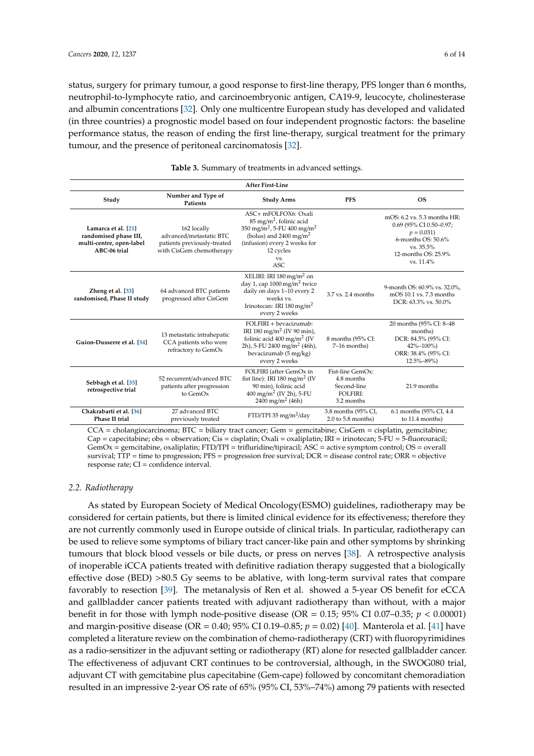status, surgery for primary tumour, a good response to first-line therapy, PFS longer than 6 months, neutrophil-to-lymphocyte ratio, and carcinoembryonic antigen, CA19-9, leucocyte, cholinesterase and albumin concentrations [32]. Only one multicentre European study has developed and validated (in three countries) a prognostic model based on four independent prognostic factors: the baseline performance status, the reason of ending the first line-therapy, surgical treatment for the primary tumour, and the presence of peritoneal carcinomatosis [32].

**Table 3.** Summary of treatments in advanced settings.

| After First-Line | | | | |
|---|---|---|---|---|
| **Study** | **Number and Type of Patients** | **Study Arms** | **PFS** | **OS** |
| **Lamarca et al. [21] randomised phase III, multi-centre, open-label ABC-06 trial** | 162 locally advanced/metastatic BTC patients previously-treated with CisGem chemotherapy | ASC+ mFOLFOX6: Oxali 85 mg/m$^2$, folinic acid 350 mg/m$^2$, 5-FU 400 mg/m$^2$ (bolus) and 2400 mg/m$^2$ (infusion) every 2 weeks for 12 cycles vs. ASC | | mOS: 6.2 vs. 5.3 months HR: 0.69 (95% CI 0.50–0.97; $p = 0.031$) 6-months OS: 50.6% vs. 35.5% 12-months OS: 25.9% vs. 11.4% |
| **Zheng et al. [33] randomised, Phase II study** | 64 advanced BTC patients progressed after CisGem | XELIRI: IRI 180 mg/m$^2$ on day 1, cap 1000 mg/m$^2$ twice daily on days 1–10 every 2 weeks vs. Irinotecan: IRI 180 mg/m$^2$ every 2 weeks | 3.7 vs. 2.4 months | 9-month OS: 60.9% vs. 32.0%, mOS 10.1 vs. 7.3 months DCR: 63.3% vs. 50.0% |
| **Guion-Dusserre et al. [34]** | 13 metastatic intrahepatic CCA patients who were refractory to GemOx | FOLFIRI + bevacizumab: IRI 180 mg/m$^2$ (IV 90 min), folinic acid 400 mg/m$^2$ (IV 2h), 5-FU 2400 mg/m$^2$ (46h), bevacizumab (5 mg/kg) every 2 weeks | 8 months (95% CI: 7–16 months) | 20 months (95% CI: 8–48 months) DCR: 84.5% (95% CI: 42%–100%) ORR: 38.4% (95% CI: 12.5%–89%) |
| **Sebbagh et al. [35] retrospective trial** | 52 recurrent/advanced BTC patients after progression to GemOx | FOLFIRI (after GemOx in fist line): IRI 180 mg/m$^2$ (IV 90 min), folinic acid 400 mg/m$^2$ (IV 2h), 5-FU 2400 mg/m$^2$ (46h) | Fist-line GemOx: 4.8 months Second-line FOLFIRI: 3.2 months | 21.9 months |
| **Chakrabarti et al. [36] Phase II trial** | 27 advanced BTC previously treated | FTD/TPI 35 mg/m$^2$/day | 3.8 months (95% CI, 2.0 to 5.8 months) | 6.1 months (95% CI, 4.4 to 11.4 months) |

CCA = cholangiocarcinoma; BTC = biliary tract cancer; Gem = gemcitabine; CisGem = cisplatin, gemcitabine; Cap = capecitabine; obs = observation; Cis = cisplatin; Oxali = oxaliplatin; IRI = irinotecan; 5-FU = 5-fluorouracil; GemOx = gemcitabine, oxaliplatin; FTD/TPI = trifluridine/tipiracil; ASC = active symptom control; OS = overall survival; TTP = time to progression; PFS = progression free survival; DCR = disease control rate; ORR = objective response rate; CI = confidence interval.

### 2.2. Radiotherapy

As stated by European Society of Medical Oncology(ESMO) guidelines, radiotherapy may be considered for certain patients, but there is limited clinical evidence for its effectiveness; therefore they are not currently commonly used in Europe outside of clinical trials. In particular, radiotherapy can be used to relieve some symptoms of biliary tract cancer-like pain and other symptoms by shrinking tumours that block blood vessels or bile ducts, or press on nerves [38]. A retrospective analysis of inoperable iCCA patients treated with definitive radiation therapy suggested that a biologically effective dose (BED) >80.5 Gy seems to be ablative, with long-term survival rates that compare favorably to resection [39]. The metanalysis of Ren et al. showed a 5-year OS benefit for eCCA and gallbladder cancer patients treated with adjuvant radiotherapy than without, with a major benefit in for those with lymph node-positive disease (OR = 0.15; 95% CI 0.07–0.35; $p < 0.00001$) and margin-positive disease (OR = 0.40; 95% CI 0.19–0.85; $p = 0.02$) [40]. Manterola et al. [41] have completed a literature review on the combination of chemo-radiotherapy (CRT) with fluoropyrimidines as a radio-sensitizer in the adjuvant setting or radiotherapy (RT) alone for resected gallbladder cancer. The effectiveness of adjuvant CRT continues to be controversial, although, in the SWOG080 trial, adjuvant CT with gemcitabine plus capecitabine (Gem-cape) followed by concomitant chemoradiation resulted in an impressive 2-year OS rate of 65% (95% CI, 53%–74%) among 79 patients with resected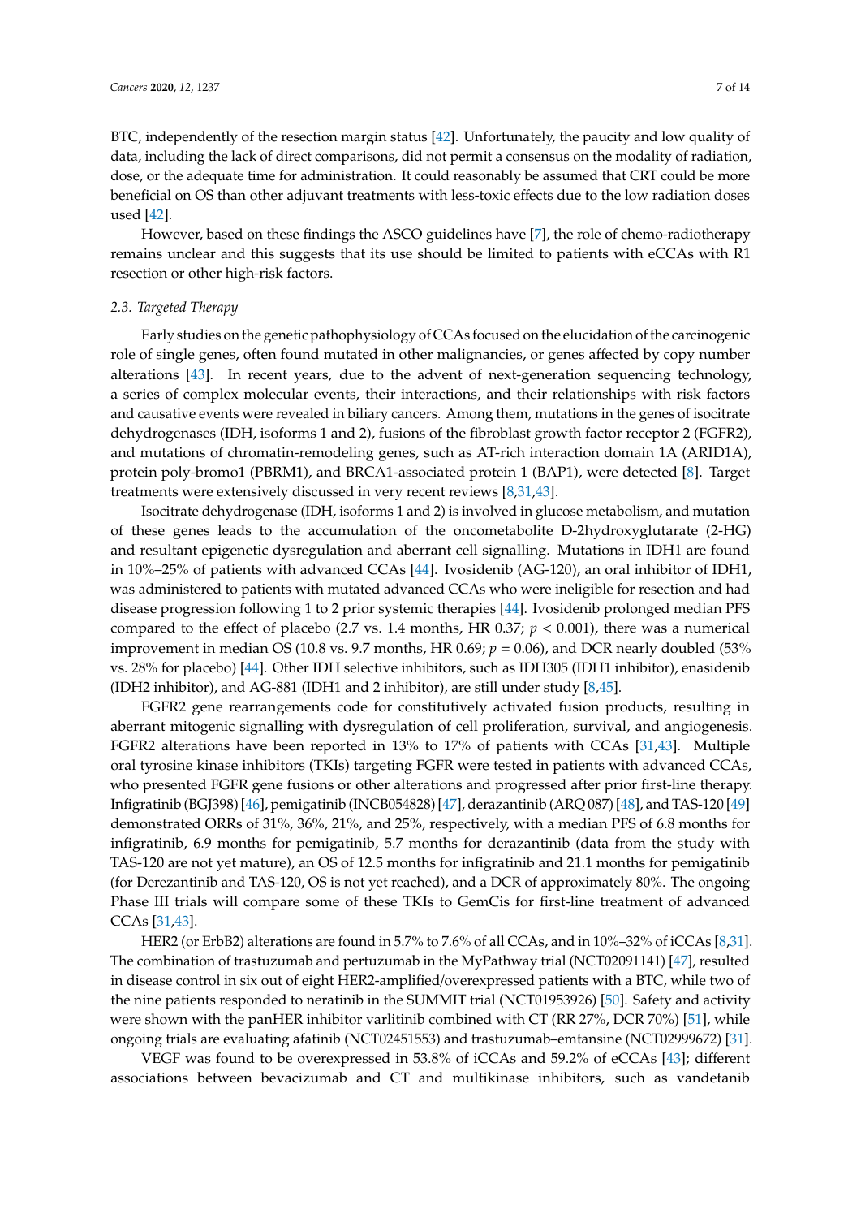BTC, independently of the resection margin status [42]. Unfortunately, the paucity and low quality of data, including the lack of direct comparisons, did not permit a consensus on the modality of radiation, dose, or the adequate time for administration. It could reasonably be assumed that CRT could be more beneficial on OS than other adjuvant treatments with less-toxic effects due to the low radiation doses used [42].

However, based on these findings the ASCO guidelines have [7], the role of chemo-radiotherapy remains unclear and this suggests that its use should be limited to patients with eCCAs with R1 resection or other high-risk factors.

### 2.3. Targeted Therapy

Early studies on the genetic pathophysiology of CCAs focused on the elucidation of the carcinogenic role of single genes, often found mutated in other malignancies, or genes affected by copy number alterations [43]. In recent years, due to the advent of next-generation sequencing technology, a series of complex molecular events, their interactions, and their relationships with risk factors and causative events were revealed in biliary cancers. Among them, mutations in the genes of isocitrate dehydrogenases (IDH, isoforms 1 and 2), fusions of the fibroblast growth factor receptor 2 (FGFR2), and mutations of chromatin-remodeling genes, such as AT-rich interaction domain 1A (ARID1A), protein poly-bromo1 (PBRM1), and BRCA1-associated protein 1 (BAP1), were detected [8]. Target treatments were extensively discussed in very recent reviews [8,31,43].

Isocitrate dehydrogenase (IDH, isoforms 1 and 2) is involved in glucose metabolism, and mutation of these genes leads to the accumulation of the oncometabolite D-2hydroxyglutarate (2-HG) and resultant epigenetic dysregulation and aberrant cell signalling. Mutations in IDH1 are found in 10%–25% of patients with advanced CCAs [44]. Ivosidenib (AG-120), an oral inhibitor of IDH1, was administered to patients with mutated advanced CCAs who were ineligible for resection and had disease progression following 1 to 2 prior systemic therapies [44]. Ivosidenib prolonged median PFS compared to the effect of placebo (2.7 vs. 1.4 months, HR 0.37; $p < 0.001$), there was a numerical improvement in median OS (10.8 vs. 9.7 months, HR 0.69; $p = 0.06$), and DCR nearly doubled (53% vs. 28% for placebo) [44]. Other IDH selective inhibitors, such as IDH305 (IDH1 inhibitor), enasidenib (IDH2 inhibitor), and AG-881 (IDH1 and 2 inhibitor), are still under study [8,45].

FGFR2 gene rearrangements code for constitutively activated fusion products, resulting in aberrant mitogenic signalling with dysregulation of cell proliferation, survival, and angiogenesis. FGFR2 alterations have been reported in 13% to 17% of patients with CCAs [31,43]. Multiple oral tyrosine kinase inhibitors (TKIs) targeting FGFR were tested in patients with advanced CCAs, who presented FGFR gene fusions or other alterations and progressed after prior first-line therapy. Infigratinib (BGJ398) [46], pemigatinib (INCB054828) [47], derazantinib (ARQ 087) [48], and TAS-120 [49] demonstrated ORRs of 31%, 36%, 21%, and 25%, respectively, with a median PFS of 6.8 months for infigratinib, 6.9 months for pemigatinib, 5.7 months for derazantinib (data from the study with TAS-120 are not yet mature), an OS of 12.5 months for infigratinib and 21.1 months for pemigatinib (for Derezantinib and TAS-120, OS is not yet reached), and a DCR of approximately 80%. The ongoing Phase III trials will compare some of these TKIs to GemCis for first-line treatment of advanced CCAs [31,43].

HER2 (or ErbB2) alterations are found in 5.7% to 7.6% of all CCAs, and in 10%–32% of iCCAs [8,31]. The combination of trastuzumab and pertuzumab in the MyPathway trial (NCT02091141) [47], resulted in disease control in six out of eight HER2-amplified/overexpressed patients with a BTC, while two of the nine patients responded to neratinib in the SUMMIT trial (NCT01953926) [50]. Safety and activity were shown with the panHER inhibitor varlitinib combined with CT (RR 27%, DCR 70%) [51], while ongoing trials are evaluating afatinib (NCT02451553) and trastuzumab–emtansine (NCT02999672) [31].

VEGF was found to be overexpressed in 53.8% of iCCAs and 59.2% of eCCAs [43]; different associations between bevacizumab and CT and multikinase inhibitors, such as vandetanib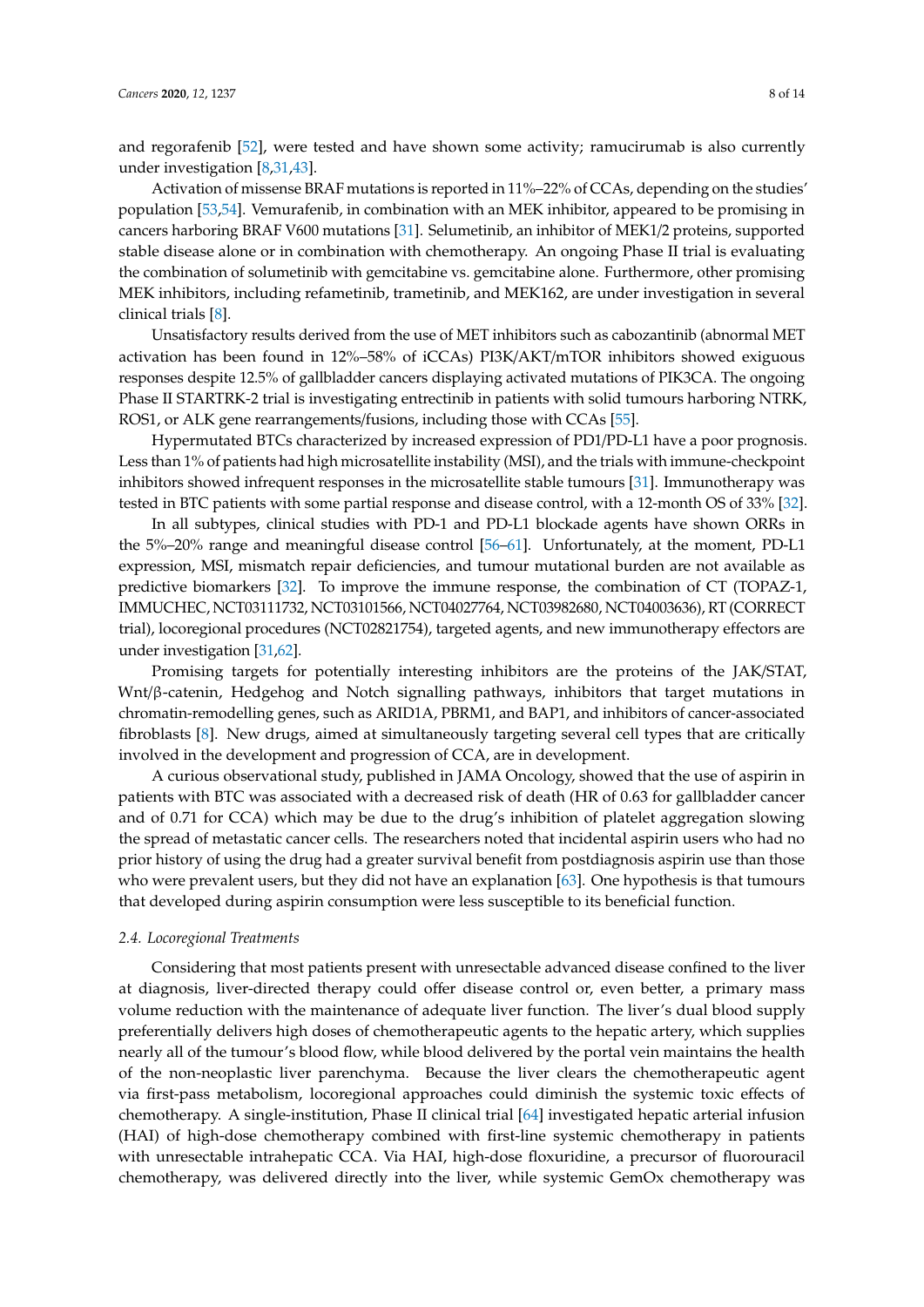and regorafenib [52], were tested and have shown some activity; ramucirumab is also currently under investigation [8,31,43].

Activation of missense BRAF mutations is reported in 11%–22% of CCAs, depending on the studies' population [53,54]. Vemurafenib, in combination with an MEK inhibitor, appeared to be promising in cancers harboring BRAF V600 mutations [31]. Selumetinib, an inhibitor of MEK1/2 proteins, supported stable disease alone or in combination with chemotherapy. An ongoing Phase II trial is evaluating the combination of solumetinib with gemcitabine vs. gemcitabine alone. Furthermore, other promising MEK inhibitors, including refametinib, trametinib, and MEK162, are under investigation in several clinical trials [8].

Unsatisfactory results derived from the use of MET inhibitors such as cabozantinib (abnormal MET activation has been found in 12%–58% of iCCAs) PI3K/AKT/mTOR inhibitors showed exiguous responses despite 12.5% of gallbladder cancers displaying activated mutations of PIK3CA. The ongoing Phase II STARTRK-2 trial is investigating entrectinib in patients with solid tumours harboring NTRK, ROS1, or ALK gene rearrangements/fusions, including those with CCAs [55].

Hypermutated BTCs characterized by increased expression of PD1/PD-L1 have a poor prognosis. Less than 1% of patients had high microsatellite instability (MSI), and the trials with immune-checkpoint inhibitors showed infrequent responses in the microsatellite stable tumours [31]. Immunotherapy was tested in BTC patients with some partial response and disease control, with a 12-month OS of 33% [32].

In all subtypes, clinical studies with PD-1 and PD-L1 blockade agents have shown ORRs in the 5%–20% range and meaningful disease control [56–61]. Unfortunately, at the moment, PD-L1 expression, MSI, mismatch repair deficiencies, and tumour mutational burden are not available as predictive biomarkers [32]. To improve the immune response, the combination of CT (TOPAZ-1, IMMUCHEC, NCT03111732, NCT03101566, NCT04027764, NCT03982680, NCT04003636), RT (CORRECT trial), locoregional procedures (NCT02821754), targeted agents, and new immunotherapy effectors are under investigation [31,62].

Promising targets for potentially interesting inhibitors are the proteins of the JAK/STAT, Wnt/β-catenin, Hedgehog and Notch signalling pathways, inhibitors that target mutations in chromatin-remodelling genes, such as ARID1A, PBRM1, and BAP1, and inhibitors of cancer-associated fibroblasts [8]. New drugs, aimed at simultaneously targeting several cell types that are critically involved in the development and progression of CCA, are in development.

A curious observational study, published in JAMA Oncology, showed that the use of aspirin in patients with BTC was associated with a decreased risk of death (HR of 0.63 for gallbladder cancer and of 0.71 for CCA) which may be due to the drug's inhibition of platelet aggregation slowing the spread of metastatic cancer cells. The researchers noted that incidental aspirin users who had no prior history of using the drug had a greater survival benefit from postdiagnosis aspirin use than those who were prevalent users, but they did not have an explanation [63]. One hypothesis is that tumours that developed during aspirin consumption were less susceptible to its beneficial function.

### 2.4. Locoregional Treatments

Considering that most patients present with unresectable advanced disease confined to the liver at diagnosis, liver-directed therapy could offer disease control or, even better, a primary mass volume reduction with the maintenance of adequate liver function. The liver's dual blood supply preferentially delivers high doses of chemotherapeutic agents to the hepatic artery, which supplies nearly all of the tumour's blood flow, while blood delivered by the portal vein maintains the health of the non-neoplastic liver parenchyma. Because the liver clears the chemotherapeutic agent via first-pass metabolism, locoregional approaches could diminish the systemic toxic effects of chemotherapy. A single-institution, Phase II clinical trial [64] investigated hepatic arterial infusion (HAI) of high-dose chemotherapy combined with first-line systemic chemotherapy in patients with unresectable intrahepatic CCA. Via HAI, high-dose floxuridine, a precursor of fluorouracil chemotherapy, was delivered directly into the liver, while systemic GemOx chemotherapy was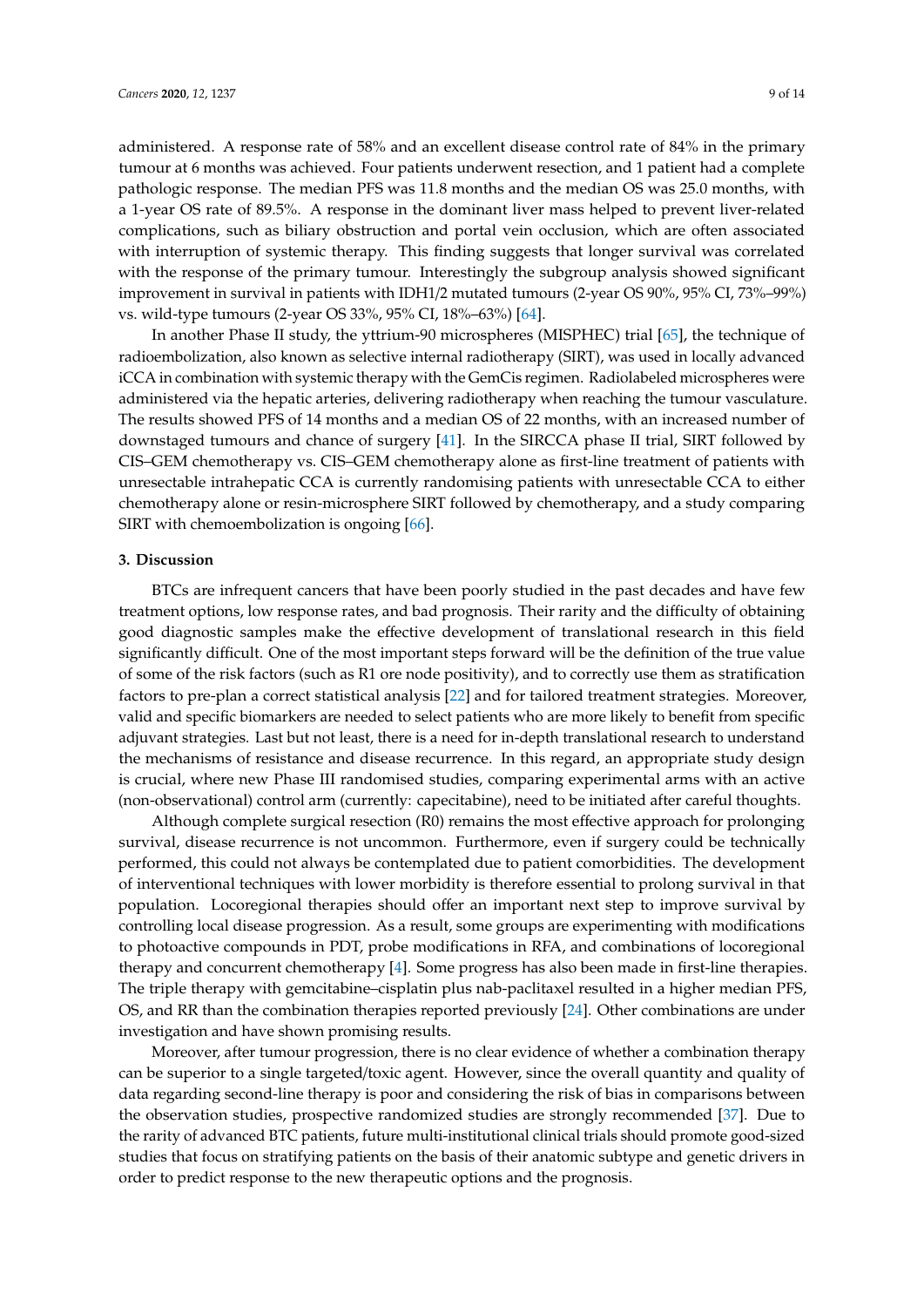administered. A response rate of 58% and an excellent disease control rate of 84% in the primary tumour at 6 months was achieved. Four patients underwent resection, and 1 patient had a complete pathologic response. The median PFS was 11.8 months and the median OS was 25.0 months, with a 1-year OS rate of 89.5%. A response in the dominant liver mass helped to prevent liver-related complications, such as biliary obstruction and portal vein occlusion, which are often associated with interruption of systemic therapy. This finding suggests that longer survival was correlated with the response of the primary tumour. Interestingly the subgroup analysis showed significant improvement in survival in patients with IDH1/2 mutated tumours (2-year OS 90%, 95% CI, 73%–99%) vs. wild-type tumours (2-year OS 33%, 95% CI, 18%–63%) [64].

In another Phase II study, the yttrium-90 microspheres (MISPHEC) trial [65], the technique of radioembolization, also known as selective internal radiotherapy (SIRT), was used in locally advanced iCCA in combination with systemic therapy with the GemCis regimen. Radiolabeled microspheres were administered via the hepatic arteries, delivering radiotherapy when reaching the tumour vasculature. The results showed PFS of 14 months and a median OS of 22 months, with an increased number of downstaged tumours and chance of surgery [41]. In the SIRCCA phase II trial, SIRT followed by CIS–GEM chemotherapy vs. CIS–GEM chemotherapy alone as first-line treatment of patients with unresectable intrahepatic CCA is currently randomising patients with unresectable CCA to either chemotherapy alone or resin-microsphere SIRT followed by chemotherapy, and a study comparing SIRT with chemoembolization is ongoing [66].

## 3. Discussion

BTCs are infrequent cancers that have been poorly studied in the past decades and have few treatment options, low response rates, and bad prognosis. Their rarity and the difficulty of obtaining good diagnostic samples make the effective development of translational research in this field significantly difficult. One of the most important steps forward will be the definition of the true value of some of the risk factors (such as R1 ore node positivity), and to correctly use them as stratification factors to pre-plan a correct statistical analysis [22] and for tailored treatment strategies. Moreover, valid and specific biomarkers are needed to select patients who are more likely to benefit from specific adjuvant strategies. Last but not least, there is a need for in-depth translational research to understand the mechanisms of resistance and disease recurrence. In this regard, an appropriate study design is crucial, where new Phase III randomised studies, comparing experimental arms with an active (non-observational) control arm (currently: capecitabine), need to be initiated after careful thoughts.

Although complete surgical resection (R0) remains the most effective approach for prolonging survival, disease recurrence is not uncommon. Furthermore, even if surgery could be technically performed, this could not always be contemplated due to patient comorbidities. The development of interventional techniques with lower morbidity is therefore essential to prolong survival in that population. Locoregional therapies should offer an important next step to improve survival by controlling local disease progression. As a result, some groups are experimenting with modifications to photoactive compounds in PDT, probe modifications in RFA, and combinations of locoregional therapy and concurrent chemotherapy [4]. Some progress has also been made in first-line therapies. The triple therapy with gemcitabine–cisplatin plus nab-paclitaxel resulted in a higher median PFS, OS, and RR than the combination therapies reported previously [24]. Other combinations are under investigation and have shown promising results.

Moreover, after tumour progression, there is no clear evidence of whether a combination therapy can be superior to a single targeted/toxic agent. However, since the overall quantity and quality of data regarding second-line therapy is poor and considering the risk of bias in comparisons between the observation studies, prospective randomized studies are strongly recommended [37]. Due to the rarity of advanced BTC patients, future multi-institutional clinical trials should promote good-sized studies that focus on stratifying patients on the basis of their anatomic subtype and genetic drivers in order to predict response to the new therapeutic options and the prognosis.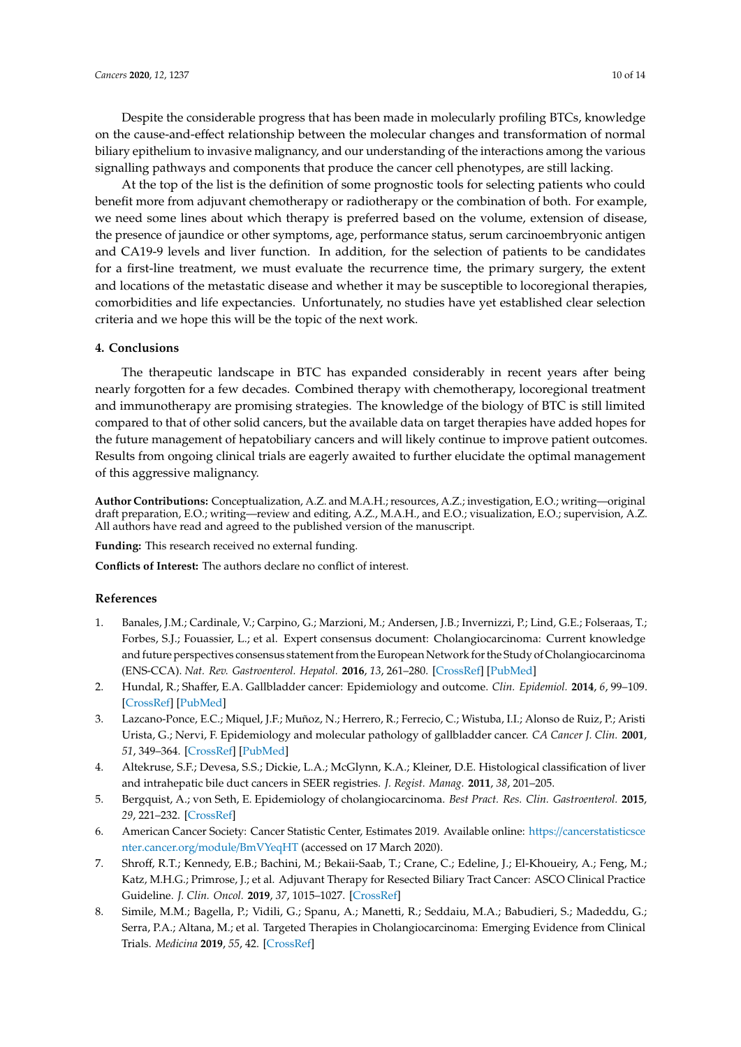Despite the considerable progress that has been made in molecularly profiling BTCs, knowledge on the cause-and-effect relationship between the molecular changes and transformation of normal biliary epithelium to invasive malignancy, and our understanding of the interactions among the various signalling pathways and components that produce the cancer cell phenotypes, are still lacking.

At the top of the list is the definition of some prognostic tools for selecting patients who could benefit more from adjuvant chemotherapy or radiotherapy or the combination of both. For example, we need some lines about which therapy is preferred based on the volume, extension of disease, the presence of jaundice or other symptoms, age, performance status, serum carcinoembryonic antigen and CA19-9 levels and liver function. In addition, for the selection of patients to be candidates for a first-line treatment, we must evaluate the recurrence time, the primary surgery, the extent and locations of the metastatic disease and whether it may be susceptible to locoregional therapies, comorbidities and life expectancies. Unfortunately, no studies have yet established clear selection criteria and we hope this will be the topic of the next work.

## 4. Conclusions

The therapeutic landscape in BTC has expanded considerably in recent years after being nearly forgotten for a few decades. Combined therapy with chemotherapy, locoregional treatment and immunotherapy are promising strategies. The knowledge of the biology of BTC is still limited compared to that of other solid cancers, but the available data on target therapies have added hopes for the future management of hepatobiliary cancers and will likely continue to improve patient outcomes. Results from ongoing clinical trials are eagerly awaited to further elucidate the optimal management of this aggressive malignancy.

**Author Contributions:** Conceptualization, A.Z. and M.A.H.; resources, A.Z.; investigation, E.O.; writing—original draft preparation, E.O.; writing—review and editing, A.Z., M.A.H., and E.O.; visualization, E.O.; supervision, A.Z. All authors have read and agreed to the published version of the manuscript.

**Funding:** This research received no external funding.

**Conflicts of Interest:** The authors declare no conflict of interest.

## References

1. Banales, J.M.; Cardinale, V.; Carpino, G.; Marzioni, M.; Andersen, J.B.; Invernizzi, P.; Lind, G.E.; Folseraas, T.; Forbes, S.J.; Fouassier, L.; et al. Expert consensus document: Cholangiocarcinoma: Current knowledge and future perspectives consensus statement from the European Network for the Study of Cholangiocarcinoma (ENS-CCA). *Nat. Rev. Gastroenterol. Hepatol.* **2016**, *13*, 261–280. [CrossRef] [PubMed]
2. Hundal, R.; Shaffer, E.A. Gallbladder cancer: Epidemiology and outcome. *Clin. Epidemiol.* **2014**, *6*, 99–109. [CrossRef] [PubMed]
3. Lazcano-Ponce, E.C.; Miquel, J.F.; Muñoz, N.; Herrero, R.; Ferrecio, C.; Wistuba, I.I.; Alonso de Ruiz, P.; Aristi Urista, G.; Nervi, F. Epidemiology and molecular pathology of gallbladder cancer. *CA Cancer J. Clin.* **2001**, *51*, 349–364. [CrossRef] [PubMed]
4. Altekruse, S.F.; Devesa, S.S.; Dickie, L.A.; McGlynn, K.A.; Kleiner, D.E. Histological classification of liver and intrahepatic bile duct cancers in SEER registries. *J. Regist. Manag.* **2011**, *38*, 201–205.
5. Bergquist, A.; von Seth, E. Epidemiology of cholangiocarcinoma. *Best Pract. Res. Clin. Gastroenterol.* **2015**, *29*, 221–232. [CrossRef]
6. American Cancer Society: Cancer Statistic Center, Estimates 2019. Available online: https://cancerstatisticscenter.cancer.org/module/BmVYeqHT (accessed on 17 March 2020).
7. Shroff, R.T.; Kennedy, E.B.; Bachini, M.; Bekaii-Saab, T.; Crane, C.; Edeline, J.; El-Khoueiry, A.; Feng, M.; Katz, M.H.G.; Primrose, J.; et al. Adjuvant Therapy for Resected Biliary Tract Cancer: ASCO Clinical Practice Guideline. *J. Clin. Oncol.* **2019**, *37*, 1015–1027. [CrossRef]
8. Simile, M.M.; Bagella, P.; Vidili, G.; Spanu, A.; Manetti, R.; Seddaiu, M.A.; Babudieri, S.; Madeddu, G.; Serra, P.A.; Altana, M.; et al. Targeted Therapies in Cholangiocarcinoma: Emerging Evidence from Clinical Trials. *Medicina* **2019**, *55*, 42. [CrossRef]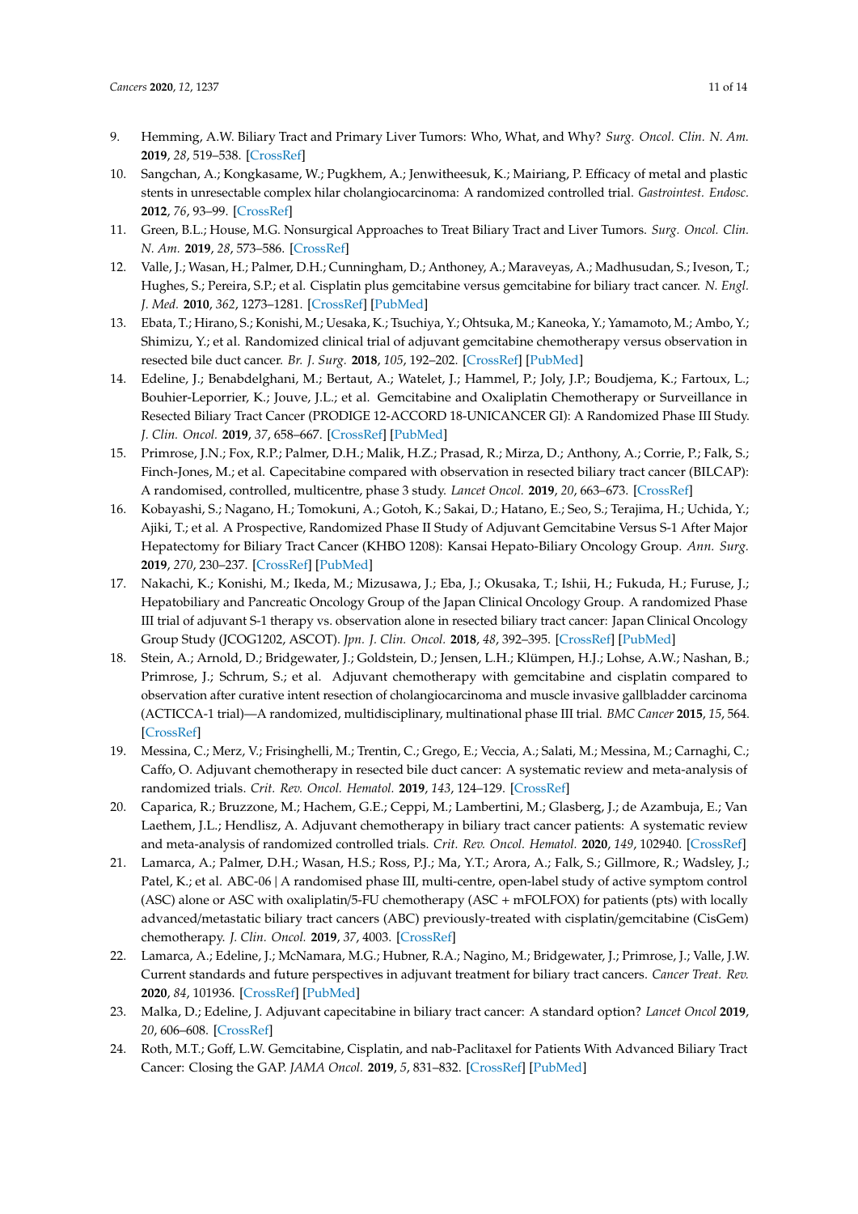9. Hemming, A.W. Biliary Tract and Primary Liver Tumors: Who, What, and Why? *Surg. Oncol. Clin. N. Am.* **2019**, *28*, 519–538. [CrossRef]
10. Sangchan, A.; Kongkasame, W.; Pugkhem, A.; Jenwitheesuk, K.; Mairiang, P. Efficacy of metal and plastic stents in unresectable complex hilar cholangiocarcinoma: A randomized controlled trial. *Gastrointest. Endosc.* **2012**, *76*, 93–99. [CrossRef]
11. Green, B.L.; House, M.G. Nonsurgical Approaches to Treat Biliary Tract and Liver Tumors. *Surg. Oncol. Clin. N. Am.* **2019**, *28*, 573–586. [CrossRef]
12. Valle, J.; Wasan, H.; Palmer, D.H.; Cunningham, D.; Anthoney, A.; Maraveyas, A.; Madhusudan, S.; Iveson, T.; Hughes, S.; Pereira, S.P.; et al. Cisplatin plus gemcitabine versus gemcitabine for biliary tract cancer. *N. Engl. J. Med.* **2010**, *362*, 1273–1281. [CrossRef] [PubMed]
13. Ebata, T.; Hirano, S.; Konishi, M.; Uesaka, K.; Tsuchiya, Y.; Ohtsuka, M.; Kaneoka, Y.; Yamamoto, M.; Ambo, Y.; Shimizu, Y.; et al. Randomized clinical trial of adjuvant gemcitabine chemotherapy versus observation in resected bile duct cancer. *Br. J. Surg.* **2018**, *105*, 192–202. [CrossRef] [PubMed]
14. Edeline, J.; Benabdelghani, M.; Bertaut, A.; Watelet, J.; Hammel, P.; Joly, J.P.; Boudjema, K.; Fartoux, L.; Bouhier-Leporrier, K.; Jouve, J.L.; et al. Gemcitabine and Oxaliplatin Chemotherapy or Surveillance in Resected Biliary Tract Cancer (PRODIGE 12-ACCORD 18-UNICANCER GI): A Randomized Phase III Study. *J. Clin. Oncol.* **2019**, *37*, 658–667. [CrossRef] [PubMed]
15. Primrose, J.N.; Fox, R.P.; Palmer, D.H.; Malik, H.Z.; Prasad, R.; Mirza, D.; Anthony, A.; Corrie, P.; Falk, S.; Finch-Jones, M.; et al. Capecitabine compared with observation in resected biliary tract cancer (BILCAP): A randomised, controlled, multicentre, phase 3 study. *Lancet Oncol.* **2019**, *20*, 663–673. [CrossRef]
16. Kobayashi, S.; Nagano, H.; Tomokuni, A.; Gotoh, K.; Sakai, D.; Hatano, E.; Seo, S.; Terajima, H.; Uchida, Y.; Ajiki, T.; et al. A Prospective, Randomized Phase II Study of Adjuvant Gemcitabine Versus S-1 After Major Hepatectomy for Biliary Tract Cancer (KHBO 1208): Kansai Hepato-Biliary Oncology Group. *Ann. Surg.* **2019**, *270*, 230–237. [CrossRef] [PubMed]
17. Nakachi, K.; Konishi, M.; Ikeda, M.; Mizusawa, J.; Eba, J.; Okusaka, T.; Ishii, H.; Fukuda, H.; Furuse, J.; Hepatobiliary and Pancreatic Oncology Group of the Japan Clinical Oncology Group. A randomized Phase III trial of adjuvant S-1 therapy vs. observation alone in resected biliary tract cancer: Japan Clinical Oncology Group Study (JCOG1202, ASCOT). *Jpn. J. Clin. Oncol.* **2018**, *48*, 392–395. [CrossRef] [PubMed]
18. Stein, A.; Arnold, D.; Bridgewater, J.; Goldstein, D.; Jensen, L.H.; Klümpen, H.J.; Lohse, A.W.; Nashan, B.; Primrose, J.; Schrum, S.; et al. Adjuvant chemotherapy with gemcitabine and cisplatin compared to observation after curative intent resection of cholangiocarcinoma and muscle invasive gallbladder carcinoma (ACTICCA-1 trial)—A randomized, multidisciplinary, multinational phase III trial. *BMC Cancer* **2015**, *15*, 564. [CrossRef]
19. Messina, C.; Merz, V.; Frisinghelli, M.; Trentin, C.; Grego, E.; Veccia, A.; Salati, M.; Messina, M.; Carnaghi, C.; Caffo, O. Adjuvant chemotherapy in resected bile duct cancer: A systematic review and meta-analysis of randomized trials. *Crit. Rev. Oncol. Hematol.* **2019**, *143*, 124–129. [CrossRef]
20. Caparica, R.; Bruzzone, M.; Hachem, G.E.; Ceppi, M.; Lambertini, M.; Glasberg, J.; de Azambuja, E.; Van Laethem, J.L.; Hendlisz, A. Adjuvant chemotherapy in biliary tract cancer patients: A systematic review and meta-analysis of randomized controlled trials. *Crit. Rev. Oncol. Hematol.* **2020**, *149*, 102940. [CrossRef]
21. Lamarca, A.; Palmer, D.H.; Wasan, H.S.; Ross, P.J.; Ma, Y.T.; Arora, A.; Falk, S.; Gillmore, R.; Wadsley, J.; Patel, K.; et al. ABC-06 | A randomised phase III, multi-centre, open-label study of active symptom control (ASC) alone or ASC with oxaliplatin/5-FU chemotherapy (ASC + mFOLFOX) for patients (pts) with locally advanced/metastatic biliary tract cancers (ABC) previously-treated with cisplatin/gemcitabine (CisGem) chemotherapy. *J. Clin. Oncol.* **2019**, *37*, 4003. [CrossRef]
22. Lamarca, A.; Edeline, J.; McNamara, M.G.; Hubner, R.A.; Nagino, M.; Bridgewater, J.; Primrose, J.; Valle, J.W. Current standards and future perspectives in adjuvant treatment for biliary tract cancers. *Cancer Treat. Rev.* **2020**, *84*, 101936. [CrossRef] [PubMed]
23. Malka, D.; Edeline, J. Adjuvant capecitabine in biliary tract cancer: A standard option? *Lancet Oncol* **2019**, *20*, 606–608. [CrossRef]
24. Roth, M.T.; Goff, L.W. Gemcitabine, Cisplatin, and nab-Paclitaxel for Patients With Advanced Biliary Tract Cancer: Closing the GAP. *JAMA Oncol.* **2019**, *5*, 831–832. [CrossRef] [PubMed]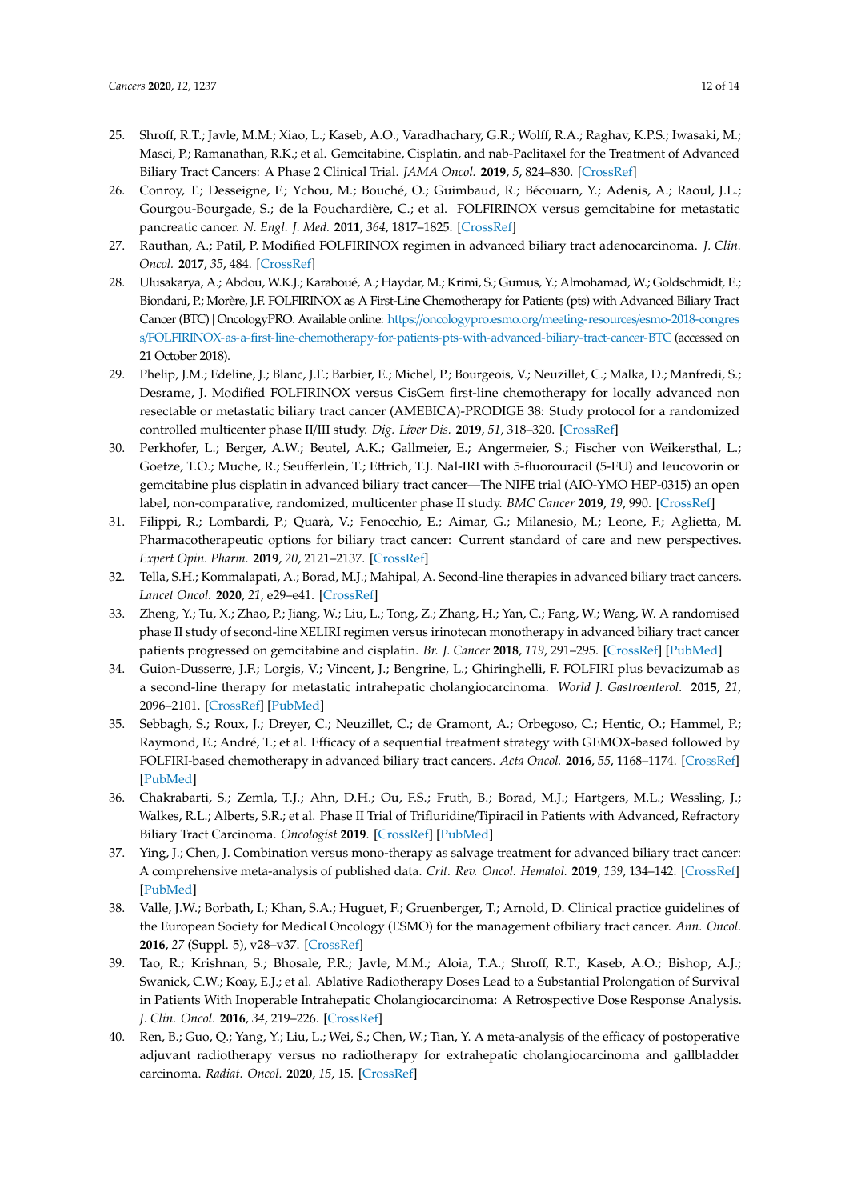25. Shroff, R.T.; Javle, M.M.; Xiao, L.; Kaseb, A.O.; Varadhachary, G.R.; Wolff, R.A.; Raghav, K.P.S.; Iwasaki, M.; Masci, P.; Ramanathan, R.K.; et al. Gemcitabine, Cisplatin, and nab-Paclitaxel for the Treatment of Advanced Biliary Tract Cancers: A Phase 2 Clinical Trial. *JAMA Oncol.* **2019**, *5*, 824–830. [CrossRef]
26. Conroy, T.; Desseigne, F.; Ychou, M.; Bouché, O.; Guimbaud, R.; Bécouarn, Y.; Adenis, A.; Raoul, J.L.; Gourgou-Bourgade, S.; de la Fouchardière, C.; et al. FOLFIRINOX versus gemcitabine for metastatic pancreatic cancer. *N. Engl. J. Med.* **2011**, *364*, 1817–1825. [CrossRef]
27. Rauthan, A.; Patil, P. Modified FOLFIRINOX regimen in advanced biliary tract adenocarcinoma. *J. Clin. Oncol.* **2017**, *35*, 484. [CrossRef]
28. Ulusakarya, A.; Abdou, W.K.J.; Karaboué, A.; Haydar, M.; Krimi, S.; Gumus, Y.; Almohamad, W.; Goldschmidt, E.; Biondani, P.; Morère, J.F. FOLFIRINOX as A First-Line Chemotherapy for Patients (pts) with Advanced Biliary Tract Cancer (BTC) | OncologyPRO. Available online: https://oncologypro.esmo.org/meeting-resources/esmo-2018-congress/FOLFIRINOX-as-a-first-line-chemotherapy-for-patients-pts-with-advanced-biliary-tract-cancer-BTC (accessed on 21 October 2018).
29. Phelip, J.M.; Edeline, J.; Blanc, J.F.; Barbier, E.; Michel, P.; Bourgeois, V.; Neuzillet, C.; Malka, D.; Manfredi, S.; Desrame, J. Modified FOLFIRINOX versus CisGem first-line chemotherapy for locally advanced non resectable or metastatic biliary tract cancer (AMEBICA)-PRODIGE 38: Study protocol for a randomized controlled multicenter phase II/III study. *Dig. Liver Dis.* **2019**, *51*, 318–320. [CrossRef]
30. Perkhofer, L.; Berger, A.W.; Beutel, A.K.; Gallmeier, E.; Angermeier, S.; Fischer von Weikersthal, L.; Goetze, T.O.; Muche, R.; Seufferlein, T.; Ettrich, T.J. Nal-IRI with 5-fluorouracil (5-FU) and leucovorin or gemcitabine plus cisplatin in advanced biliary tract cancer—The NIFE trial (AIO-YMO HEP-0315) an open label, non-comparative, randomized, multicenter phase II study. *BMC Cancer* **2019**, *19*, 990. [CrossRef]
31. Filippi, R.; Lombardi, P.; Quarà, V.; Fenocchio, E.; Aimar, G.; Milanesio, M.; Leone, F.; Aglietta, M. Pharmacotherapeutic options for biliary tract cancer: Current standard of care and new perspectives. *Expert Opin. Pharm.* **2019**, *20*, 2121–2137. [CrossRef]
32. Tella, S.H.; Kommalapati, A.; Borad, M.J.; Mahipal, A. Second-line therapies in advanced biliary tract cancers. *Lancet Oncol.* **2020**, *21*, e29–e41. [CrossRef]
33. Zheng, Y.; Tu, X.; Zhao, P.; Jiang, W.; Liu, L.; Tong, Z.; Zhang, H.; Yan, C.; Fang, W.; Wang, W. A randomised phase II study of second-line XELIRI regimen versus irinotecan monotherapy in advanced biliary tract cancer patients progressed on gemcitabine and cisplatin. *Br. J. Cancer* **2018**, *119*, 291–295. [CrossRef] [PubMed]
34. Guion-Dusserre, J.F.; Lorgis, V.; Vincent, J.; Bengrine, L.; Ghiringhelli, F. FOLFIRI plus bevacizumab as a second-line therapy for metastatic intrahepatic cholangiocarcinoma. *World J. Gastroenterol.* **2015**, *21*, 2096–2101. [CrossRef] [PubMed]
35. Sebbagh, S.; Roux, J.; Dreyer, C.; Neuzillet, C.; de Gramont, A.; Orbegoso, C.; Hentic, O.; Hammel, P.; Raymond, E.; André, T.; et al. Efficacy of a sequential treatment strategy with GEMOX-based followed by FOLFIRI-based chemotherapy in advanced biliary tract cancers. *Acta Oncol.* **2016**, *55*, 1168–1174. [CrossRef] [PubMed]
36. Chakrabarti, S.; Zemla, T.J.; Ahn, D.H.; Ou, F.S.; Fruth, B.; Borad, M.J.; Hartgers, M.L.; Wessling, J.; Walkes, R.L.; Alberts, S.R.; et al. Phase II Trial of Trifluridine/Tipiracil in Patients with Advanced, Refractory Biliary Tract Carcinoma. *Oncologist* **2019**. [CrossRef] [PubMed]
37. Ying, J.; Chen, J. Combination versus mono-therapy as salvage treatment for advanced biliary tract cancer: A comprehensive meta-analysis of published data. *Crit. Rev. Oncol. Hematol.* **2019**, *139*, 134–142. [CrossRef] [PubMed]
38. Valle, J.W.; Borbath, I.; Khan, S.A.; Huguet, F.; Gruenberger, T.; Arnold, D. Clinical practice guidelines of the European Society for Medical Oncology (ESMO) for the management ofbiliary tract cancer. *Ann. Oncol.* **2016**, *27* (Suppl. 5), v28–v37. [CrossRef]
39. Tao, R.; Krishnan, S.; Bhosale, P.R.; Javle, M.M.; Aloia, T.A.; Shroff, R.T.; Kaseb, A.O.; Bishop, A.J.; Swanick, C.W.; Koay, E.J.; et al. Ablative Radiotherapy Doses Lead to a Substantial Prolongation of Survival in Patients With Inoperable Intrahepatic Cholangiocarcinoma: A Retrospective Dose Response Analysis. *J. Clin. Oncol.* **2016**, *34*, 219–226. [CrossRef]
40. Ren, B.; Guo, Q.; Yang, Y.; Liu, L.; Wei, S.; Chen, W.; Tian, Y. A meta-analysis of the efficacy of postoperative adjuvant radiotherapy versus no radiotherapy for extrahepatic cholangiocarcinoma and gallbladder carcinoma. *Radiat. Oncol.* **2020**, *15*, 15. [CrossRef]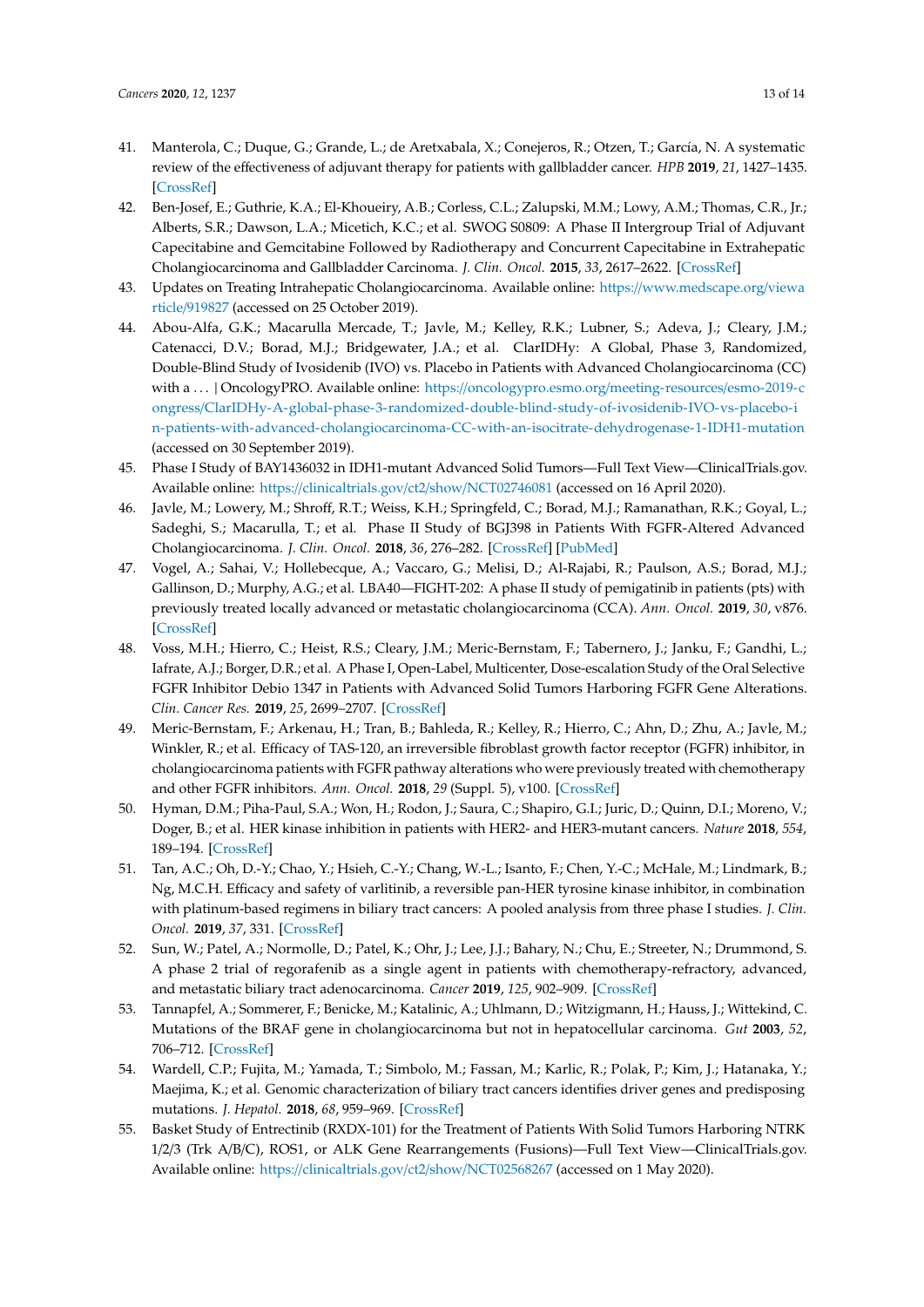41. Manterola, C.; Duque, G.; Grande, L.; de Aretxabala, X.; Conejeros, R.; Otzen, T.; García, N. A systematic review of the effectiveness of adjuvant therapy for patients with gallbladder cancer. *HPB* **2019**, *21*, 1427–1435. [CrossRef]
42. Ben-Josef, E.; Guthrie, K.A.; El-Khoueiry, A.B.; Corless, C.L.; Zalupski, M.M.; Lowy, A.M.; Thomas, C.R., Jr.; Alberts, S.R.; Dawson, L.A.; Micetich, K.C.; et al. SWOG S0809: A Phase II Intergroup Trial of Adjuvant Capecitabine and Gemcitabine Followed by Radiotherapy and Concurrent Capecitabine in Extrahepatic Cholangiocarcinoma and Gallbladder Carcinoma. *J. Clin. Oncol.* **2015**, *33*, 2617–2622. [CrossRef]
43. Updates on Treating Intrahepatic Cholangiocarcinoma. Available online: https://www.medscape.org/viewarticle/919827 (accessed on 25 October 2019).
44. Abou-Alfa, G.K.; Macarulla Mercade, T.; Javle, M.; Kelley, R.K.; Lubner, S.; Adeva, J.; Cleary, J.M.; Catenacci, D.V.; Borad, M.J.; Bridgewater, J.A.; et al. ClarIDHy: A Global, Phase 3, Randomized, Double-Blind Study of Ivosidenib (IVO) vs. Placebo in Patients with Advanced Cholangiocarcinoma (CC) with a ... | OncologyPRO. Available online: https://oncologypro.esmo.org/meeting-resources/esmo-2019-congress/ClarIDHy-A-global-phase-3-randomized-double-blind-study-of-ivosidenib-IVO-vs-placebo-in-patients-with-advanced-cholangiocarcinoma-CC-with-an-isocitrate-dehydrogenase-1-IDH1-mutation (accessed on 30 September 2019).
45. Phase I Study of BAY1436032 in IDH1-mutant Advanced Solid Tumors—Full Text View—ClinicalTrials.gov. Available online: https://clinicaltrials.gov/ct2/show/NCT02746081 (accessed on 16 April 2020).
46. Javle, M.; Lowery, M.; Shroff, R.T.; Weiss, K.H.; Springfeld, C.; Borad, M.J.; Ramanathan, R.K.; Goyal, L.; Sadeghi, S.; Macarulla, T.; et al. Phase II Study of BGJ398 in Patients With FGFR-Altered Advanced Cholangiocarcinoma. *J. Clin. Oncol.* **2018**, *36*, 276–282. [CrossRef] [PubMed]
47. Vogel, A.; Sahai, V.; Hollebecque, A.; Vaccaro, G.; Melisi, D.; Al-Rajabi, R.; Paulson, A.S.; Borad, M.J.; Gallinson, D.; Murphy, A.G.; et al. LBA40—FIGHT-202: A phase II study of pemigatinib in patients (pts) with previously treated locally advanced or metastatic cholangiocarcinoma (CCA). *Ann. Oncol.* **2019**, *30*, v876. [CrossRef]
48. Voss, M.H.; Hierro, C.; Heist, R.S.; Cleary, J.M.; Meric-Bernstam, F.; Tabernero, J.; Janku, F.; Gandhi, L.; Iafrate, A.J.; Borger, D.R.; et al. A Phase I, Open-Label, Multicenter, Dose-escalation Study of the Oral Selective FGFR Inhibitor Debio 1347 in Patients with Advanced Solid Tumors Harboring FGFR Gene Alterations. *Clin. Cancer Res.* **2019**, *25*, 2699–2707. [CrossRef]
49. Meric-Bernstam, F.; Arkenau, H.; Tran, B.; Bahleda, R.; Kelley, R.; Hierro, C.; Ahn, D.; Zhu, A.; Javle, M.; Winkler, R.; et al. Efficacy of TAS-120, an irreversible fibroblast growth factor receptor (FGFR) inhibitor, in cholangiocarcinoma patients with FGFR pathway alterations who were previously treated with chemotherapy and other FGFR inhibitors. *Ann. Oncol.* **2018**, *29* (Suppl. 5), v100. [CrossRef]
50. Hyman, D.M.; Piha-Paul, S.A.; Won, H.; Rodon, J.; Saura, C.; Shapiro, G.I.; Juric, D.; Quinn, D.I.; Moreno, V.; Doger, B.; et al. HER kinase inhibition in patients with HER2- and HER3-mutant cancers. *Nature* **2018**, *554*, 189–194. [CrossRef]
51. Tan, A.C.; Oh, D.-Y.; Chao, Y.; Hsieh, C.-Y.; Chang, W.-L.; Isanto, F.; Chen, Y.-C.; McHale, M.; Lindmark, B.; Ng, M.C.H. Efficacy and safety of varlitinib, a reversible pan-HER tyrosine kinase inhibitor, in combination with platinum-based regimens in biliary tract cancers: A pooled analysis from three phase I studies. *J. Clin. Oncol.* **2019**, *37*, 331. [CrossRef]
52. Sun, W.; Patel, A.; Normolle, D.; Patel, K.; Ohr, J.; Lee, J.J.; Bahary, N.; Chu, E.; Streeter, N.; Drummond, S. A phase 2 trial of regorafenib as a single agent in patients with chemotherapy-refractory, advanced, and metastatic biliary tract adenocarcinoma. *Cancer* **2019**, *125*, 902–909. [CrossRef]
53. Tannapfel, A.; Sommerer, F.; Benicke, M.; Katalinic, A.; Uhlmann, D.; Witzigmann, H.; Hauss, J.; Wittekind, C. Mutations of the BRAF gene in cholangiocarcinoma but not in hepatocellular carcinoma. *Gut* **2003**, *52*, 706–712. [CrossRef]
54. Wardell, C.P.; Fujita, M.; Yamada, T.; Simbolo, M.; Fassan, M.; Karlic, R.; Polak, P.; Kim, J.; Hatanaka, Y.; Maejima, K.; et al. Genomic characterization of biliary tract cancers identifies driver genes and predisposing mutations. *J. Hepatol.* **2018**, *68*, 959–969. [CrossRef]
55. Basket Study of Entrectinib (RXDX-101) for the Treatment of Patients With Solid Tumors Harboring NTRK 1/2/3 (Trk A/B/C), ROS1, or ALK Gene Rearrangements (Fusions)—Full Text View—ClinicalTrials.gov. Available online: https://clinicaltrials.gov/ct2/show/NCT02568267 (accessed on 1 May 2020).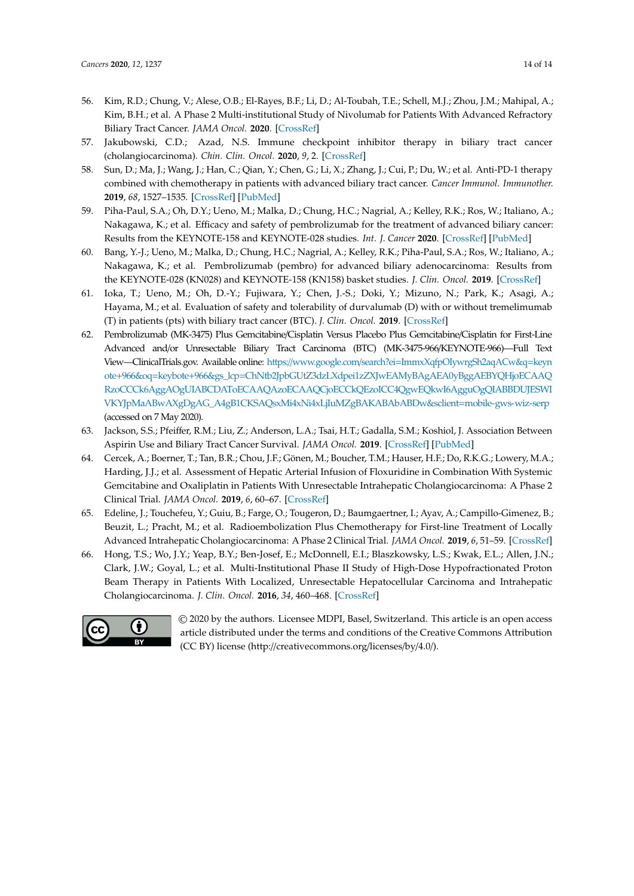56. Kim, R.D.; Chung, V.; Alese, O.B.; El-Rayes, B.F.; Li, D.; Al-Toubah, T.E.; Schell, M.J.; Zhou, J.M.; Mahipal, A.; Kim, B.H.; et al. A Phase 2 Multi-institutional Study of Nivolumab for Patients With Advanced Refractory Biliary Tract Cancer. *JAMA Oncol.* **2020**. [CrossRef]
57. Jakubowski, C.D.; Azad, N.S. Immune checkpoint inhibitor therapy in biliary tract cancer (cholangiocarcinoma). *Chin. Clin. Oncol.* **2020**, *9*, 2. [CrossRef]
58. Sun, D.; Ma, J.; Wang, J.; Han, C.; Qian, Y.; Chen, G.; Li, X.; Zhang, J.; Cui, P.; Du, W.; et al. Anti-PD-1 therapy combined with chemotherapy in patients with advanced biliary tract cancer. *Cancer Immunol. Immunother.* **2019**, *68*, 1527–1535. [CrossRef] [PubMed]
59. Piha-Paul, S.A.; Oh, D.Y.; Ueno, M.; Malka, D.; Chung, H.C.; Nagrial, A.; Kelley, R.K.; Ros, W.; Italiano, A.; Nakagawa, K.; et al. Efficacy and safety of pembrolizumab for the treatment of advanced biliary cancer: Results from the KEYNOTE-158 and KEYNOTE-028 studies. *Int. J. Cancer* **2020**. [CrossRef] [PubMed]
60. Bang, Y.-J.; Ueno, M.; Malka, D.; Chung, H.C.; Nagrial, A.; Kelley, R.K.; Piha-Paul, S.A.; Ros, W.; Italiano, A.; Nakagawa, K.; et al. Pembrolizumab (pembro) for advanced biliary adenocarcinoma: Results from the KEYNOTE-028 (KN028) and KEYNOTE-158 (KN158) basket studies. *J. Clin. Oncol.* **2019**. [CrossRef]
61. Ioka, T.; Ueno, M.; Oh, D.-Y.; Fujiwara, Y.; Chen, J.-S.; Doki, Y.; Mizuno, N.; Park, K.; Asagi, A.; Hayama, M.; et al. Evaluation of safety and tolerability of durvalumab (D) with or without tremelimumab (T) in patients (pts) with biliary tract cancer (BTC). *J. Clin. Oncol.* **2019**. [CrossRef]
62. Pembrolizumab (MK-3475) Plus Gemcitabine/Cisplatin Versus Placebo Plus Gemcitabine/Cisplatin for First-Line Advanced and/or Unresectable Biliary Tract Carcinoma (BTC) (MK-3475-966/KEYNOTE-966)—Full Text View—ClinicalTrials.gov. Available online: https://www.google.com/search?ei=ImmxXqfpOIywrgSh2aqACw&q=keynote+966&oq=keybote+966&gs_lcp=ChNtb2JpbGUtZ3dzLXdpei1zZXJwEAMyBAgAEA0yBggAEBYQHjoECAAQRzoCCCk6AggAOgUIABCDAToECAAQAzoECAAQCjoECCkQEzoICC4QgwEQkwI6AgguOgQIABBDUJESWIVKYJpMaABwAXgDgAG_A4gB1CKSAQsxMi4xNi4xLjIuMZgBAKABAbABDw&sclient=mobile-gws-wiz-serp (accessed on 7 May 2020).
63. Jackson, S.S.; Pfeiffer, R.M.; Liu, Z.; Anderson, L.A.; Tsai, H.T.; Gadalla, S.M.; Koshiol, J. Association Between Aspirin Use and Biliary Tract Cancer Survival. *JAMA Oncol.* **2019**. [CrossRef] [PubMed]
64. Cercek, A.; Boerner, T.; Tan, B.R.; Chou, J.F.; Gönen, M.; Boucher, T.M.; Hauser, H.F.; Do, R.K.G.; Lowery, M.A.; Harding, J.J.; et al. Assessment of Hepatic Arterial Infusion of Floxuridine in Combination With Systemic Gemcitabine and Oxaliplatin in Patients With Unresectable Intrahepatic Cholangiocarcinoma: A Phase 2 Clinical Trial. *JAMA Oncol.* **2019**, *6*, 60–67. [CrossRef]
65. Edeline, J.; Touchefeu, Y.; Guiu, B.; Farge, O.; Tougeron, D.; Baumgaertner, I.; Ayav, A.; Campillo-Gimenez, B.; Beuzit, L.; Pracht, M.; et al. Radioembolization Plus Chemotherapy for First-line Treatment of Locally Advanced Intrahepatic Cholangiocarcinoma: A Phase 2 Clinical Trial. *JAMA Oncol.* **2019**, *6*, 51–59. [CrossRef]
66. Hong, T.S.; Wo, J.Y.; Yeap, B.Y.; Ben-Josef, E.; McDonnell, E.I.; Blaszkowsky, L.S.; Kwak, E.L.; Allen, J.N.; Clark, J.W.; Goyal, L.; et al. Multi-Institutional Phase II Study of High-Dose Hypofractionated Proton Beam Therapy in Patients With Localized, Unresectable Hepatocellular Carcinoma and Intrahepatic Cholangiocarcinoma. *J. Clin. Oncol.* **2016**, *34*, 460–468. [CrossRef]

© 2020 by the authors. Licensee MDPI, Basel, Switzerland. This article is an open access article distributed under the terms and conditions of the Creative Commons Attribution (CC BY) license (http://creativecommons.org/licenses/by/4.0/).